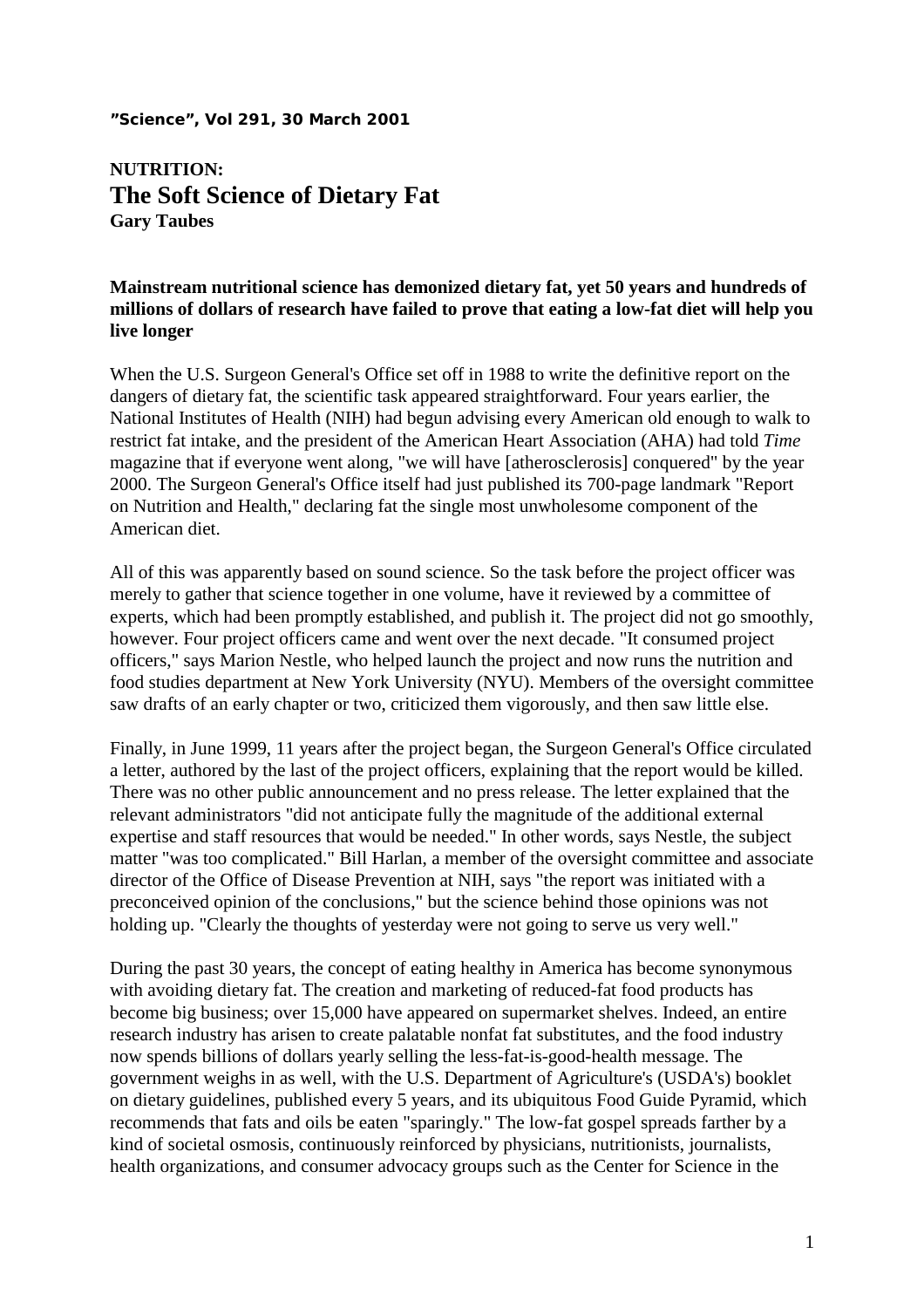**"Science", Vol 291, 30 March 2001**

**NUTRITION:**

# The Soft Science of Dietary Fat

**Gary Taubes**

**Mainstream nutritional science has demonized dietary fat, yet 50 years and hundreds of millions of dollars of research have failed to prove that eating a low-fat diet will help you live longer**

When the U.S. Surgeon General's Office set off in 1988 to write the definitive report on the dangers of dietary fat, the scientific task appeared straightforward. Four years earlier, the National Institutes of Health (NIH) had begun advising every American old enough to walk to restrict fat intake, and the president of the American Heart Association (AHA) had told *Time* magazine that if everyone went along, "we will have [atherosclerosis] conquered" by the year 2000. The Surgeon General's Office itself had just published its 700-page landmark "Report on Nutrition and Health," declaring fat the single most unwholesome component of the American diet.

All of this was apparently based on sound science. So the task before the project officer was merely to gather that science together in one volume, have it reviewed by a committee of experts, which had been promptly established, and publish it. The project did not go smoothly, however. Four project officers came and went over the next decade. "It consumed project officers," says Marion Nestle, who helped launch the project and now runs the nutrition and food studies department at New York University (NYU). Members of the oversight committee saw drafts of an early chapter or two, criticized them vigorously, and then saw little else.

Finally, in June 1999, 11 years after the project began, the Surgeon General's Office circulated a letter, authored by the last of the project officers, explaining that the report would be killed. There was no other public announcement and no press release. The letter explained that the relevant administrators "did not anticipate fully the magnitude of the additional external expertise and staff resources that would be needed." In other words, says Nestle, the subject matter "was too complicated." Bill Harlan, a member of the oversight committee and associate director of the Office of Disease Prevention at NIH, says "the report was initiated with a preconceived opinion of the conclusions," but the science behind those opinions was not holding up. "Clearly the thoughts of yesterday were not going to serve us very well."

During the past 30 years, the concept of eating healthy in America has become synonymous with avoiding dietary fat. The creation and marketing of reduced-fat food products has become big business; over 15,000 have appeared on supermarket shelves. Indeed, an entire research industry has arisen to create palatable nonfat fat substitutes, and the food industry now spends billions of dollars yearly selling the less-fat-is-good-health message. The government weighs in as well, with the U.S. Department of Agriculture's (USDA's) booklet on dietary guidelines, published every 5 years, and its ubiquitous Food Guide Pyramid, which recommends that fats and oils be eaten "sparingly." The low-fat gospel spreads farther by a kind of societal osmosis, continuously reinforced by physicians, nutritionists, journalists, health organizations, and consumer advocacy groups such as the Center for Science in the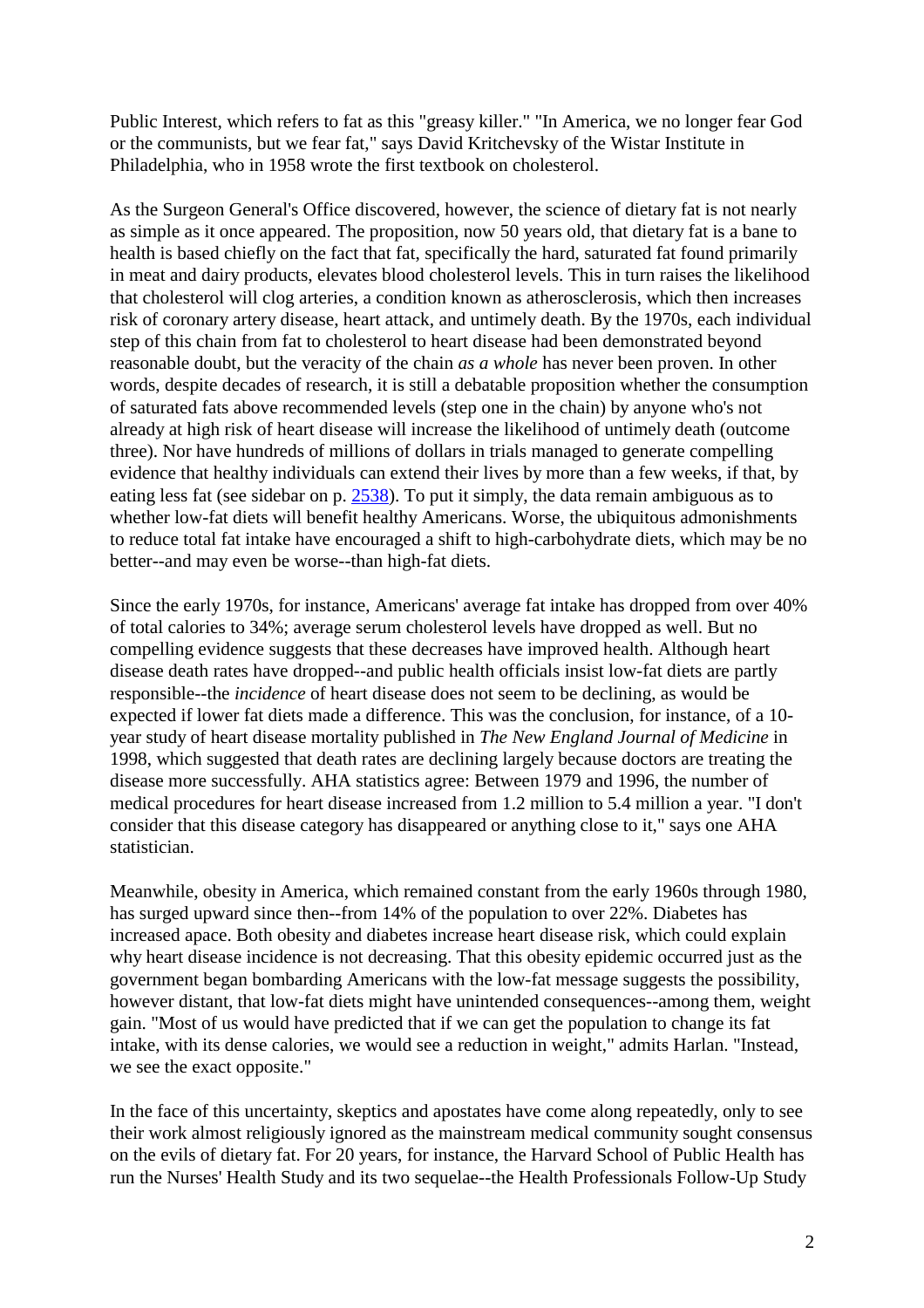Public Interest, which refers to fat as this "greasy killer." "In America, we no longer fear God or the communists, but we fear fat," says David Kritchevsky of the Wistar Institute in Philadelphia, who in 1958 wrote the first textbook on cholesterol.

As the Surgeon General's Office discovered, however, the science of dietary fat is not nearly as simple as it once appeared. The proposition, now 50 years old, that dietary fat is a bane to health is based chiefly on the fact that fat, specifically the hard, saturated fat found primarily in meat and dairy products, elevates blood cholesterol levels. This in turn raises the likelihood that cholesterol will clog arteries, a condition known as atherosclerosis, which then increases risk of coronary artery disease, heart attack, and untimely death. By the 1970s, each individual step of this chain from fat to cholesterol to heart disease had been demonstrated beyond reasonable doubt, but the veracity of the chain *as a whole* has never been proven. In other words, despite decades of research, it is still a debatable proposition whether the consumption of saturated fats above recommended levels (step one in the chain) by anyone who's not already at high risk of heart disease will increase the likelihood of untimely death (outcome three). Nor have hundreds of millions of dollars in trials managed to generate compelling evidence that healthy individuals can extend their lives by more than a few weeks, if that, by eating less fat (see sidebar on p. 2538). To put it simply, the data remain ambiguous as to whether low-fat diets will benefit healthy Americans. Worse, the ubiquitous admonishments to reduce total fat intake have encouraged a shift to high-carbohydrate diets, which may be no better--and may even be worse--than high-fat diets.

Since the early 1970s, for instance, Americans' average fat intake has dropped from over 40% of total calories to 34%; average serum cholesterol levels have dropped as well. But no compelling evidence suggests that these decreases have improved health. Although heart disease death rates have dropped--and public health officials insist low-fat diets are partly responsible--the *incidence* of heart disease does not seem to be declining, as would be expected if lower fat diets made a difference. This was the conclusion, for instance, of a 10-year study of heart disease mortality published in *The New England Journal of Medicine* in 1998, which suggested that death rates are declining largely because doctors are treating the disease more successfully. AHA statistics agree: Between 1979 and 1996, the number of medical procedures for heart disease increased from 1.2 million to 5.4 million a year. "I don't consider that this disease category has disappeared or anything close to it," says one AHA statistician.

Meanwhile, obesity in America, which remained constant from the early 1960s through 1980, has surged upward since then--from 14% of the population to over 22%. Diabetes has increased apace. Both obesity and diabetes increase heart disease risk, which could explain why heart disease incidence is not decreasing. That this obesity epidemic occurred just as the government began bombarding Americans with the low-fat message suggests the possibility, however distant, that low-fat diets might have unintended consequences--among them, weight gain. "Most of us would have predicted that if we can get the population to change its fat intake, with its dense calories, we would see a reduction in weight," admits Harlan. "Instead, we see the exact opposite."

In the face of this uncertainty, skeptics and apostates have come along repeatedly, only to see their work almost religiously ignored as the mainstream medical community sought consensus on the evils of dietary fat. For 20 years, for instance, the Harvard School of Public Health has run the Nurses' Health Study and its two sequelae--the Health Professionals Follow-Up Study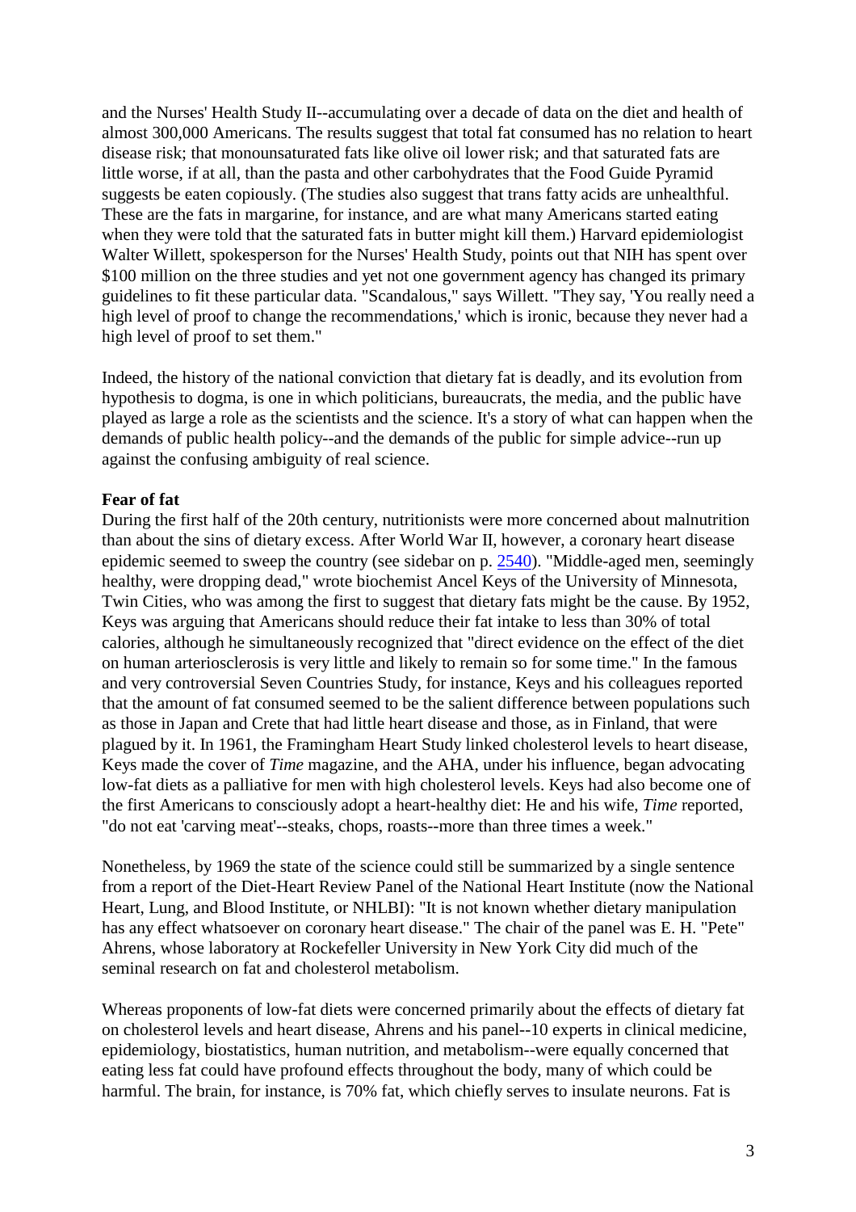and the Nurses' Health Study II--accumulating over a decade of data on the diet and health of almost 300,000 Americans. The results suggest that total fat consumed has no relation to heart disease risk; that monounsaturated fats like olive oil lower risk; and that saturated fats are little worse, if at all, than the pasta and other carbohydrates that the Food Guide Pyramid suggests be eaten copiously. (The studies also suggest that trans fatty acids are unhealthful. These are the fats in margarine, for instance, and are what many Americans started eating when they were told that the saturated fats in butter might kill them.) Harvard epidemiologist Walter Willett, spokesperson for the Nurses' Health Study, points out that NIH has spent over $100 million on the three studies and yet not one government agency has changed its primary guidelines to fit these particular data. "Scandalous," says Willett. "They say, 'You really need a high level of proof to change the recommendations,' which is ironic, because they never had a high level of proof to set them."

Indeed, the history of the national conviction that dietary fat is deadly, and its evolution from hypothesis to dogma, is one in which politicians, bureaucrats, the media, and the public have played as large a role as the scientists and the science. It's a story of what can happen when the demands of public health policy--and the demands of the public for simple advice--run up against the confusing ambiguity of real science.

**Fear of fat**
During the first half of the 20th century, nutritionists were more concerned about malnutrition than about the sins of dietary excess. After World War II, however, a coronary heart disease epidemic seemed to sweep the country (see sidebar on p. 2540). "Middle-aged men, seemingly healthy, were dropping dead," wrote biochemist Ancel Keys of the University of Minnesota, Twin Cities, who was among the first to suggest that dietary fats might be the cause. By 1952, Keys was arguing that Americans should reduce their fat intake to less than 30% of total calories, although he simultaneously recognized that "direct evidence on the effect of the diet on human arteriosclerosis is very little and likely to remain so for some time." In the famous and very controversial Seven Countries Study, for instance, Keys and his colleagues reported that the amount of fat consumed seemed to be the salient difference between populations such as those in Japan and Crete that had little heart disease and those, as in Finland, that were plagued by it. In 1961, the Framingham Heart Study linked cholesterol levels to heart disease, Keys made the cover of *Time* magazine, and the AHA, under his influence, began advocating low-fat diets as a palliative for men with high cholesterol levels. Keys had also become one of the first Americans to consciously adopt a heart-healthy diet: He and his wife, *Time* reported, "do not eat 'carving meat'--steaks, chops, roasts--more than three times a week."

Nonetheless, by 1969 the state of the science could still be summarized by a single sentence from a report of the Diet-Heart Review Panel of the National Heart Institute (now the National Heart, Lung, and Blood Institute, or NHLBI): "It is not known whether dietary manipulation has any effect whatsoever on coronary heart disease." The chair of the panel was E. H. "Pete" Ahrens, whose laboratory at Rockefeller University in New York City did much of the seminal research on fat and cholesterol metabolism.

Whereas proponents of low-fat diets were concerned primarily about the effects of dietary fat on cholesterol levels and heart disease, Ahrens and his panel--10 experts in clinical medicine, epidemiology, biostatistics, human nutrition, and metabolism--were equally concerned that eating less fat could have profound effects throughout the body, many of which could be harmful. The brain, for instance, is 70% fat, which chiefly serves to insulate neurons. Fat is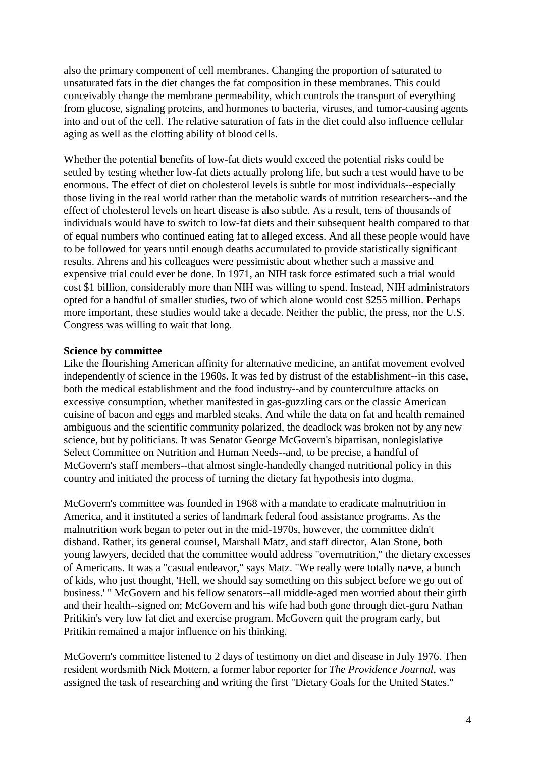also the primary component of cell membranes. Changing the proportion of saturated to unsaturated fats in the diet changes the fat composition in these membranes. This could conceivably change the membrane permeability, which controls the transport of everything from glucose, signaling proteins, and hormones to bacteria, viruses, and tumor-causing agents into and out of the cell. The relative saturation of fats in the diet could also influence cellular aging as well as the clotting ability of blood cells.

Whether the potential benefits of low-fat diets would exceed the potential risks could be settled by testing whether low-fat diets actually prolong life, but such a test would have to be enormous. The effect of diet on cholesterol levels is subtle for most individuals--especially those living in the real world rather than the metabolic wards of nutrition researchers--and the effect of cholesterol levels on heart disease is also subtle. As a result, tens of thousands of individuals would have to switch to low-fat diets and their subsequent health compared to that of equal numbers who continued eating fat to alleged excess. And all these people would have to be followed for years until enough deaths accumulated to provide statistically significant results. Ahrens and his colleagues were pessimistic about whether such a massive and expensive trial could ever be done. In 1971, an NIH task force estimated such a trial would cost $1 billion, considerably more than NIH was willing to spend. Instead, NIH administrators opted for a handful of smaller studies, two of which alone would cost $255 million. Perhaps more important, these studies would take a decade. Neither the public, the press, nor the U.S. Congress was willing to wait that long.

**Science by committee**

Like the flourishing American affinity for alternative medicine, an antifat movement evolved independently of science in the 1960s. It was fed by distrust of the establishment--in this case, both the medical establishment and the food industry--and by counterculture attacks on excessive consumption, whether manifested in gas-guzzling cars or the classic American cuisine of bacon and eggs and marbled steaks. And while the data on fat and health remained ambiguous and the scientific community polarized, the deadlock was broken not by any new science, but by politicians. It was Senator George McGovern's bipartisan, nonlegislative Select Committee on Nutrition and Human Needs--and, to be precise, a handful of McGovern's staff members--that almost single-handedly changed nutritional policy in this country and initiated the process of turning the dietary fat hypothesis into dogma.

McGovern's committee was founded in 1968 with a mandate to eradicate malnutrition in America, and it instituted a series of landmark federal food assistance programs. As the malnutrition work began to peter out in the mid-1970s, however, the committee didn't disband. Rather, its general counsel, Marshall Matz, and staff director, Alan Stone, both young lawyers, decided that the committee would address "overnutrition," the dietary excesses of Americans. It was a "casual endeavor," says Matz. "We really were totally na•ve, a bunch of kids, who just thought, 'Hell, we should say something on this subject before we go out of business.' " McGovern and his fellow senators--all middle-aged men worried about their girth and their health--signed on; McGovern and his wife had both gone through diet-guru Nathan Pritikin's very low fat diet and exercise program. McGovern quit the program early, but Pritikin remained a major influence on his thinking.

McGovern's committee listened to 2 days of testimony on diet and disease in July 1976. Then resident wordsmith Nick Mottern, a former labor reporter for *The Providence Journal*, was assigned the task of researching and writing the first "Dietary Goals for the United States."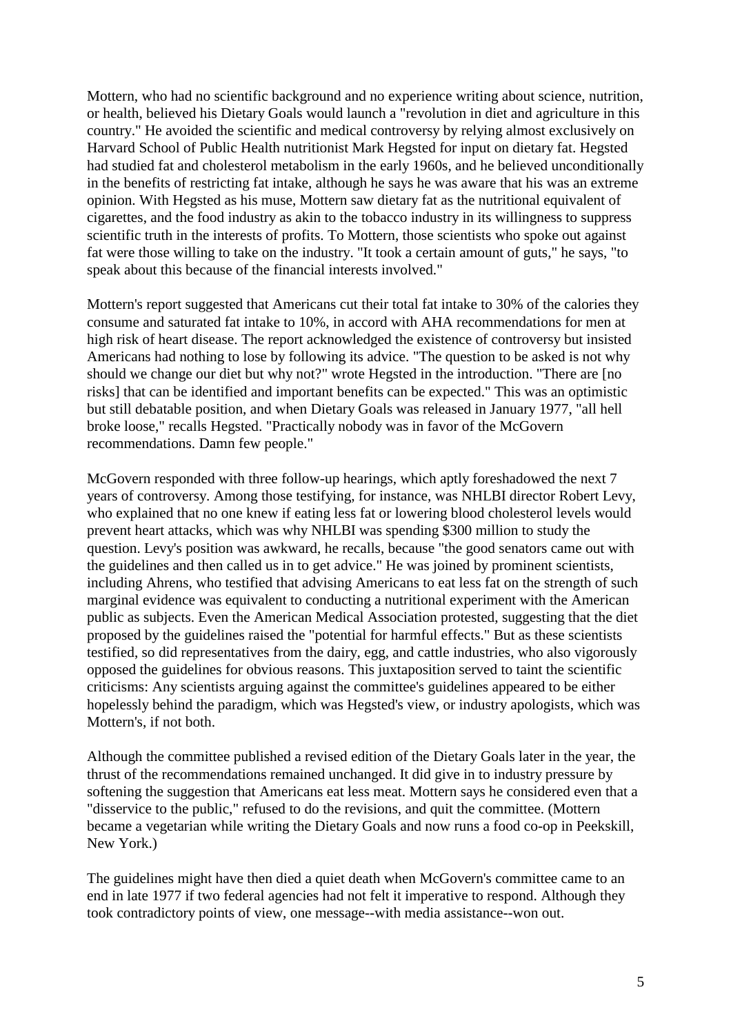Mottern, who had no scientific background and no experience writing about science, nutrition, or health, believed his Dietary Goals would launch a "revolution in diet and agriculture in this country." He avoided the scientific and medical controversy by relying almost exclusively on Harvard School of Public Health nutritionist Mark Hegsted for input on dietary fat. Hegsted had studied fat and cholesterol metabolism in the early 1960s, and he believed unconditionally in the benefits of restricting fat intake, although he says he was aware that his was an extreme opinion. With Hegsted as his muse, Mottern saw dietary fat as the nutritional equivalent of cigarettes, and the food industry as akin to the tobacco industry in its willingness to suppress scientific truth in the interests of profits. To Mottern, those scientists who spoke out against fat were those willing to take on the industry. "It took a certain amount of guts," he says, "to speak about this because of the financial interests involved."

Mottern's report suggested that Americans cut their total fat intake to 30% of the calories they consume and saturated fat intake to 10%, in accord with AHA recommendations for men at high risk of heart disease. The report acknowledged the existence of controversy but insisted Americans had nothing to lose by following its advice. "The question to be asked is not why should we change our diet but why not?" wrote Hegsted in the introduction. "There are [no risks] that can be identified and important benefits can be expected." This was an optimistic but still debatable position, and when Dietary Goals was released in January 1977, "all hell broke loose," recalls Hegsted. "Practically nobody was in favor of the McGovern recommendations. Damn few people."

McGovern responded with three follow-up hearings, which aptly foreshadowed the next 7 years of controversy. Among those testifying, for instance, was NHLBI director Robert Levy, who explained that no one knew if eating less fat or lowering blood cholesterol levels would prevent heart attacks, which was why NHLBI was spending $300 million to study the question. Levy's position was awkward, he recalls, because "the good senators came out with the guidelines and then called us in to get advice." He was joined by prominent scientists, including Ahrens, who testified that advising Americans to eat less fat on the strength of such marginal evidence was equivalent to conducting a nutritional experiment with the American public as subjects. Even the American Medical Association protested, suggesting that the diet proposed by the guidelines raised the "potential for harmful effects." But as these scientists testified, so did representatives from the dairy, egg, and cattle industries, who also vigorously opposed the guidelines for obvious reasons. This juxtaposition served to taint the scientific criticisms: Any scientists arguing against the committee's guidelines appeared to be either hopelessly behind the paradigm, which was Hegsted's view, or industry apologists, which was Mottern's, if not both.

Although the committee published a revised edition of the Dietary Goals later in the year, the thrust of the recommendations remained unchanged. It did give in to industry pressure by softening the suggestion that Americans eat less meat. Mottern says he considered even that a "disservice to the public," refused to do the revisions, and quit the committee. (Mottern became a vegetarian while writing the Dietary Goals and now runs a food co-op in Peekskill, New York.)

The guidelines might have then died a quiet death when McGovern's committee came to an end in late 1977 if two federal agencies had not felt it imperative to respond. Although they took contradictory points of view, one message--with media assistance--won out.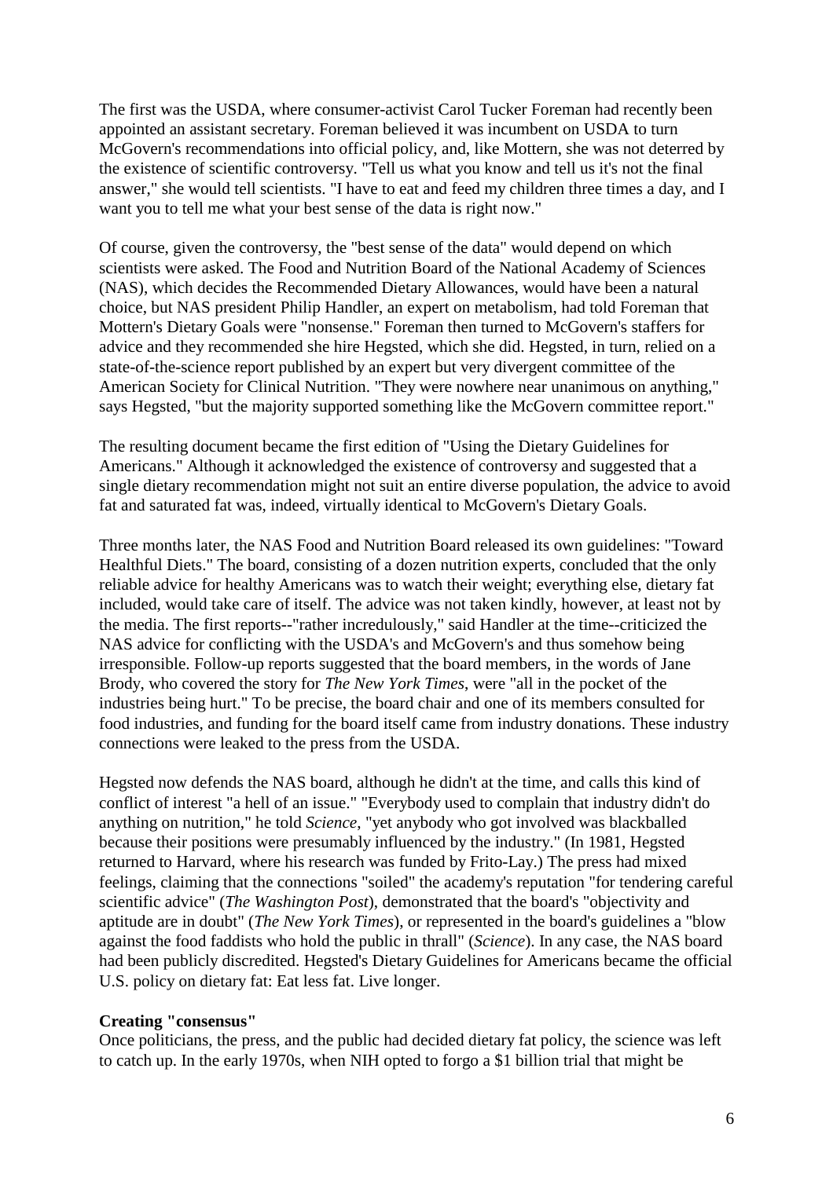The first was the USDA, where consumer-activist Carol Tucker Foreman had recently been appointed an assistant secretary. Foreman believed it was incumbent on USDA to turn McGovern's recommendations into official policy, and, like Mottern, she was not deterred by the existence of scientific controversy. "Tell us what you know and tell us it's not the final answer," she would tell scientists. "I have to eat and feed my children three times a day, and I want you to tell me what your best sense of the data is right now."

Of course, given the controversy, the "best sense of the data" would depend on which scientists were asked. The Food and Nutrition Board of the National Academy of Sciences (NAS), which decides the Recommended Dietary Allowances, would have been a natural choice, but NAS president Philip Handler, an expert on metabolism, had told Foreman that Mottern's Dietary Goals were "nonsense." Foreman then turned to McGovern's staffers for advice and they recommended she hire Hegsted, which she did. Hegsted, in turn, relied on a state-of-the-science report published by an expert but very divergent committee of the American Society for Clinical Nutrition. "They were nowhere near unanimous on anything," says Hegsted, "but the majority supported something like the McGovern committee report."

The resulting document became the first edition of "Using the Dietary Guidelines for Americans." Although it acknowledged the existence of controversy and suggested that a single dietary recommendation might not suit an entire diverse population, the advice to avoid fat and saturated fat was, indeed, virtually identical to McGovern's Dietary Goals.

Three months later, the NAS Food and Nutrition Board released its own guidelines: "Toward Healthful Diets." The board, consisting of a dozen nutrition experts, concluded that the only reliable advice for healthy Americans was to watch their weight; everything else, dietary fat included, would take care of itself. The advice was not taken kindly, however, at least not by the media. The first reports--"rather incredulously," said Handler at the time--criticized the NAS advice for conflicting with the USDA's and McGovern's and thus somehow being irresponsible. Follow-up reports suggested that the board members, in the words of Jane Brody, who covered the story for *The New York Times*, were "all in the pocket of the industries being hurt." To be precise, the board chair and one of its members consulted for food industries, and funding for the board itself came from industry donations. These industry connections were leaked to the press from the USDA.

Hegsted now defends the NAS board, although he didn't at the time, and calls this kind of conflict of interest "a hell of an issue." "Everybody used to complain that industry didn't do anything on nutrition," he told *Science*, "yet anybody who got involved was blackballed because their positions were presumably influenced by the industry." (In 1981, Hegsted returned to Harvard, where his research was funded by Frito-Lay.) The press had mixed feelings, claiming that the connections "soiled" the academy's reputation "for tendering careful scientific advice" (*The Washington Post*), demonstrated that the board's "objectivity and aptitude are in doubt" (*The New York Times*), or represented in the board's guidelines a "blow against the food faddists who hold the public in thrall" (*Science*). In any case, the NAS board had been publicly discredited. Hegsted's Dietary Guidelines for Americans became the official U.S. policy on dietary fat: Eat less fat. Live longer.

**Creating "consensus"**

Once politicians, the press, and the public had decided dietary fat policy, the science was left to catch up. In the early 1970s, when NIH opted to forgo a $1 billion trial that might be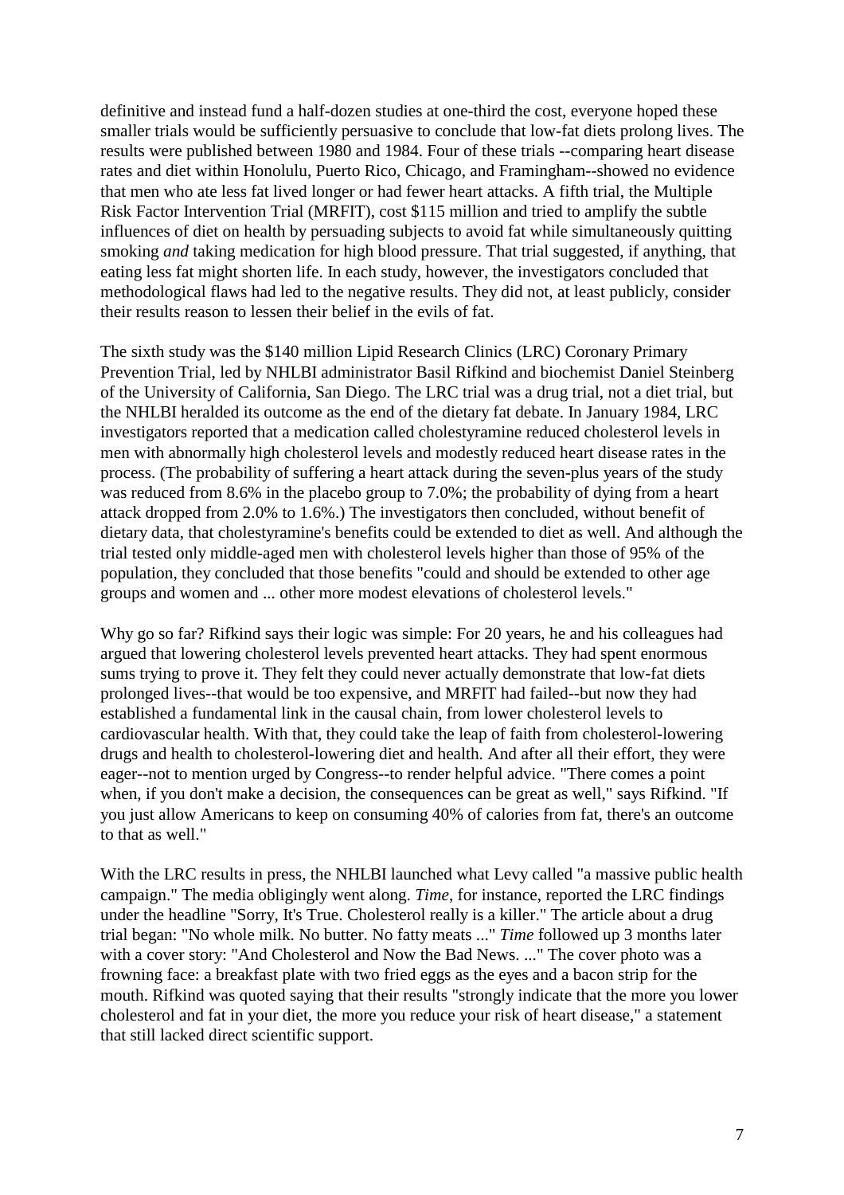definitive and instead fund a half-dozen studies at one-third the cost, everyone hoped these smaller trials would be sufficiently persuasive to conclude that low-fat diets prolong lives. The results were published between 1980 and 1984. Four of these trials --comparing heart disease rates and diet within Honolulu, Puerto Rico, Chicago, and Framingham--showed no evidence that men who ate less fat lived longer or had fewer heart attacks. A fifth trial, the Multiple Risk Factor Intervention Trial (MRFIT), cost $115 million and tried to amplify the subtle influences of diet on health by persuading subjects to avoid fat while simultaneously quitting smoking *and* taking medication for high blood pressure. That trial suggested, if anything, that eating less fat might shorten life. In each study, however, the investigators concluded that methodological flaws had led to the negative results. They did not, at least publicly, consider their results reason to lessen their belief in the evils of fat.

The sixth study was the $140 million Lipid Research Clinics (LRC) Coronary Primary Prevention Trial, led by NHLBI administrator Basil Rifkind and biochemist Daniel Steinberg of the University of California, San Diego. The LRC trial was a drug trial, not a diet trial, but the NHLBI heralded its outcome as the end of the dietary fat debate. In January 1984, LRC investigators reported that a medication called cholestyramine reduced cholesterol levels in men with abnormally high cholesterol levels and modestly reduced heart disease rates in the process. (The probability of suffering a heart attack during the seven-plus years of the study was reduced from 8.6% in the placebo group to 7.0%; the probability of dying from a heart attack dropped from 2.0% to 1.6%.) The investigators then concluded, without benefit of dietary data, that cholestyramine's benefits could be extended to diet as well. And although the trial tested only middle-aged men with cholesterol levels higher than those of 95% of the population, they concluded that those benefits "could and should be extended to other age groups and women and ... other more modest elevations of cholesterol levels."

Why go so far? Rifkind says their logic was simple: For 20 years, he and his colleagues had argued that lowering cholesterol levels prevented heart attacks. They had spent enormous sums trying to prove it. They felt they could never actually demonstrate that low-fat diets prolonged lives--that would be too expensive, and MRFIT had failed--but now they had established a fundamental link in the causal chain, from lower cholesterol levels to cardiovascular health. With that, they could take the leap of faith from cholesterol-lowering drugs and health to cholesterol-lowering diet and health. And after all their effort, they were eager--not to mention urged by Congress--to render helpful advice. "There comes a point when, if you don't make a decision, the consequences can be great as well," says Rifkind. "If you just allow Americans to keep on consuming 40% of calories from fat, there's an outcome to that as well."

With the LRC results in press, the NHLBI launched what Levy called "a massive public health campaign." The media obligingly went along. *Time*, for instance, reported the LRC findings under the headline "Sorry, It's True. Cholesterol really is a killer." The article about a drug trial began: "No whole milk. No butter. No fatty meats ..." *Time* followed up 3 months later with a cover story: "And Cholesterol and Now the Bad News. ..." The cover photo was a frowning face: a breakfast plate with two fried eggs as the eyes and a bacon strip for the mouth. Rifkind was quoted saying that their results "strongly indicate that the more you lower cholesterol and fat in your diet, the more you reduce your risk of heart disease," a statement that still lacked direct scientific support.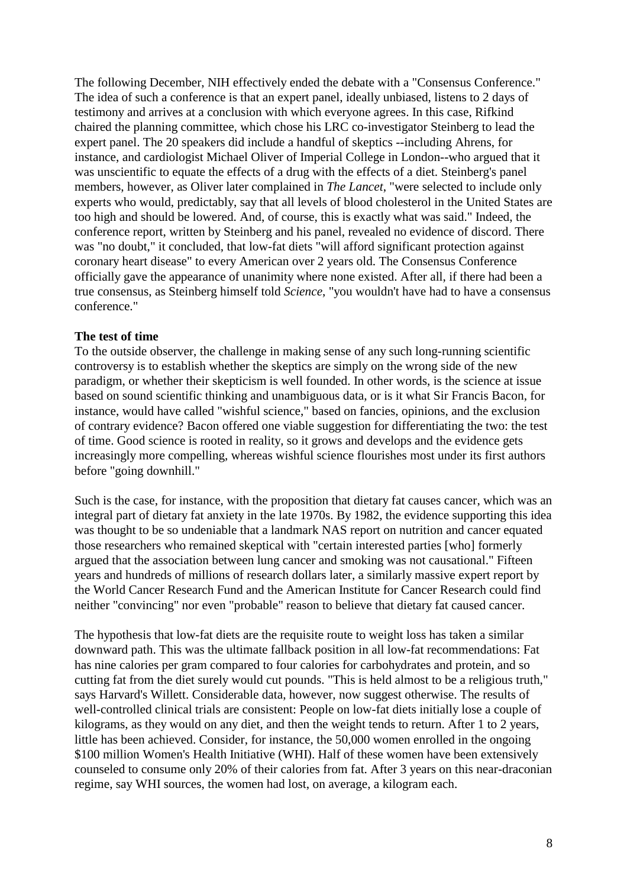The following December, NIH effectively ended the debate with a "Consensus Conference." The idea of such a conference is that an expert panel, ideally unbiased, listens to 2 days of testimony and arrives at a conclusion with which everyone agrees. In this case, Rifkind chaired the planning committee, which chose his LRC co-investigator Steinberg to lead the expert panel. The 20 speakers did include a handful of skeptics --including Ahrens, for instance, and cardiologist Michael Oliver of Imperial College in London--who argued that it was unscientific to equate the effects of a drug with the effects of a diet. Steinberg's panel members, however, as Oliver later complained in *The Lancet*, "were selected to include only experts who would, predictably, say that all levels of blood cholesterol in the United States are too high and should be lowered. And, of course, this is exactly what was said." Indeed, the conference report, written by Steinberg and his panel, revealed no evidence of discord. There was "no doubt," it concluded, that low-fat diets "will afford significant protection against coronary heart disease" to every American over 2 years old. The Consensus Conference officially gave the appearance of unanimity where none existed. After all, if there had been a true consensus, as Steinberg himself told *Science*, "you wouldn't have had to have a consensus conference."

**The test of time**

To the outside observer, the challenge in making sense of any such long-running scientific controversy is to establish whether the skeptics are simply on the wrong side of the new paradigm, or whether their skepticism is well founded. In other words, is the science at issue based on sound scientific thinking and unambiguous data, or is it what Sir Francis Bacon, for instance, would have called "wishful science," based on fancies, opinions, and the exclusion of contrary evidence? Bacon offered one viable suggestion for differentiating the two: the test of time. Good science is rooted in reality, so it grows and develops and the evidence gets increasingly more compelling, whereas wishful science flourishes most under its first authors before "going downhill."

Such is the case, for instance, with the proposition that dietary fat causes cancer, which was an integral part of dietary fat anxiety in the late 1970s. By 1982, the evidence supporting this idea was thought to be so undeniable that a landmark NAS report on nutrition and cancer equated those researchers who remained skeptical with "certain interested parties [who] formerly argued that the association between lung cancer and smoking was not causational." Fifteen years and hundreds of millions of research dollars later, a similarly massive expert report by the World Cancer Research Fund and the American Institute for Cancer Research could find neither "convincing" nor even "probable" reason to believe that dietary fat caused cancer.

The hypothesis that low-fat diets are the requisite route to weight loss has taken a similar downward path. This was the ultimate fallback position in all low-fat recommendations: Fat has nine calories per gram compared to four calories for carbohydrates and protein, and so cutting fat from the diet surely would cut pounds. "This is held almost to be a religious truth," says Harvard's Willett. Considerable data, however, now suggest otherwise. The results of well-controlled clinical trials are consistent: People on low-fat diets initially lose a couple of kilograms, as they would on any diet, and then the weight tends to return. After 1 to 2 years, little has been achieved. Consider, for instance, the 50,000 women enrolled in the ongoing $100 million Women's Health Initiative (WHI). Half of these women have been extensively counseled to consume only 20% of their calories from fat. After 3 years on this near-draconian regime, say WHI sources, the women had lost, on average, a kilogram each.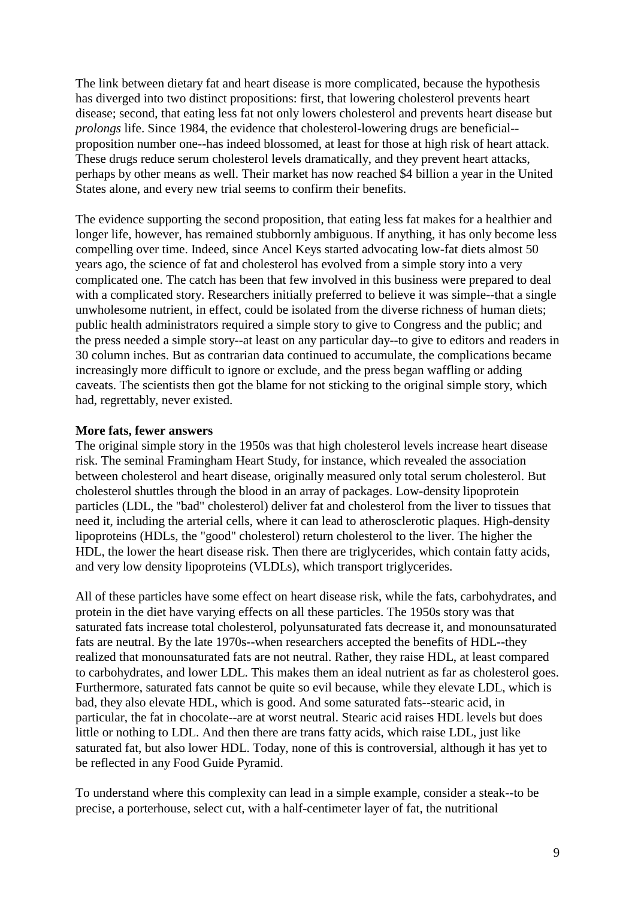The link between dietary fat and heart disease is more complicated, because the hypothesis has diverged into two distinct propositions: first, that lowering cholesterol prevents heart disease; second, that eating less fat not only lowers cholesterol and prevents heart disease but *prolongs* life. Since 1984, the evidence that cholesterol-lowering drugs are beneficial--proposition number one--has indeed blossomed, at least for those at high risk of heart attack. These drugs reduce serum cholesterol levels dramatically, and they prevent heart attacks, perhaps by other means as well. Their market has now reached $4 billion a year in the United States alone, and every new trial seems to confirm their benefits.

The evidence supporting the second proposition, that eating less fat makes for a healthier and longer life, however, has remained stubbornly ambiguous. If anything, it has only become less compelling over time. Indeed, since Ancel Keys started advocating low-fat diets almost 50 years ago, the science of fat and cholesterol has evolved from a simple story into a very complicated one. The catch has been that few involved in this business were prepared to deal with a complicated story. Researchers initially preferred to believe it was simple--that a single unwholesome nutrient, in effect, could be isolated from the diverse richness of human diets; public health administrators required a simple story to give to Congress and the public; and the press needed a simple story--at least on any particular day--to give to editors and readers in 30 column inches. But as contrarian data continued to accumulate, the complications became increasingly more difficult to ignore or exclude, and the press began waffling or adding caveats. The scientists then got the blame for not sticking to the original simple story, which had, regrettably, never existed.

**More fats, fewer answers**

The original simple story in the 1950s was that high cholesterol levels increase heart disease risk. The seminal Framingham Heart Study, for instance, which revealed the association between cholesterol and heart disease, originally measured only total serum cholesterol. But cholesterol shuttles through the blood in an array of packages. Low-density lipoprotein particles (LDL, the "bad" cholesterol) deliver fat and cholesterol from the liver to tissues that need it, including the arterial cells, where it can lead to atherosclerotic plaques. High-density lipoproteins (HDLs, the "good" cholesterol) return cholesterol to the liver. The higher the HDL, the lower the heart disease risk. Then there are triglycerides, which contain fatty acids, and very low density lipoproteins (VLDLs), which transport triglycerides.

All of these particles have some effect on heart disease risk, while the fats, carbohydrates, and protein in the diet have varying effects on all these particles. The 1950s story was that saturated fats increase total cholesterol, polyunsaturated fats decrease it, and monounsaturated fats are neutral. By the late 1970s--when researchers accepted the benefits of HDL--they realized that monounsaturated fats are not neutral. Rather, they raise HDL, at least compared to carbohydrates, and lower LDL. This makes them an ideal nutrient as far as cholesterol goes. Furthermore, saturated fats cannot be quite so evil because, while they elevate LDL, which is bad, they also elevate HDL, which is good. And some saturated fats--stearic acid, in particular, the fat in chocolate--are at worst neutral. Stearic acid raises HDL levels but does little or nothing to LDL. And then there are trans fatty acids, which raise LDL, just like saturated fat, but also lower HDL. Today, none of this is controversial, although it has yet to be reflected in any Food Guide Pyramid.

To understand where this complexity can lead in a simple example, consider a steak--to be precise, a porterhouse, select cut, with a half-centimeter layer of fat, the nutritional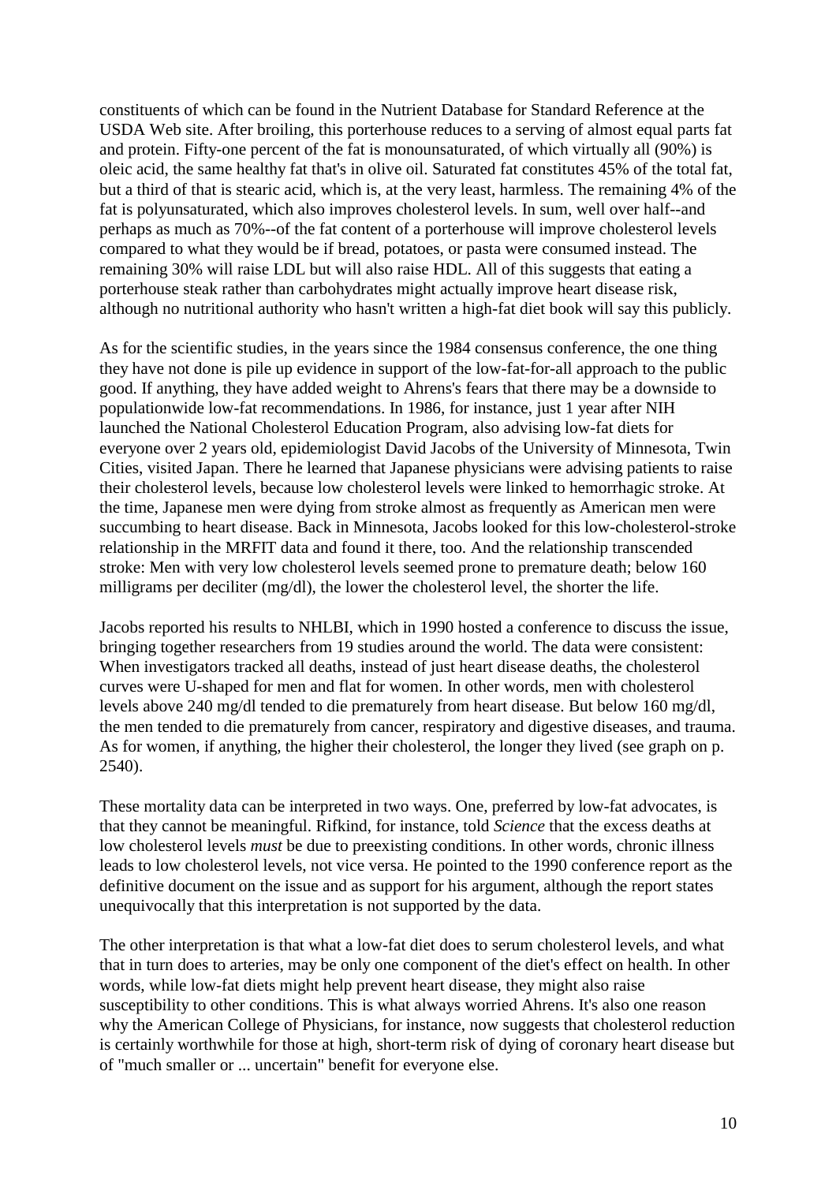constituents of which can be found in the Nutrient Database for Standard Reference at the USDA Web site. After broiling, this porterhouse reduces to a serving of almost equal parts fat and protein. Fifty-one percent of the fat is monounsaturated, of which virtually all (90%) is oleic acid, the same healthy fat that's in olive oil. Saturated fat constitutes 45% of the total fat, but a third of that is stearic acid, which is, at the very least, harmless. The remaining 4% of the fat is polyunsaturated, which also improves cholesterol levels. In sum, well over half--and perhaps as much as 70%--of the fat content of a porterhouse will improve cholesterol levels compared to what they would be if bread, potatoes, or pasta were consumed instead. The remaining 30% will raise LDL but will also raise HDL. All of this suggests that eating a porterhouse steak rather than carbohydrates might actually improve heart disease risk, although no nutritional authority who hasn't written a high-fat diet book will say this publicly.

As for the scientific studies, in the years since the 1984 consensus conference, the one thing they have not done is pile up evidence in support of the low-fat-for-all approach to the public good. If anything, they have added weight to Ahrens's fears that there may be a downside to populationwide low-fat recommendations. In 1986, for instance, just 1 year after NIH launched the National Cholesterol Education Program, also advising low-fat diets for everyone over 2 years old, epidemiologist David Jacobs of the University of Minnesota, Twin Cities, visited Japan. There he learned that Japanese physicians were advising patients to raise their cholesterol levels, because low cholesterol levels were linked to hemorrhagic stroke. At the time, Japanese men were dying from stroke almost as frequently as American men were succumbing to heart disease. Back in Minnesota, Jacobs looked for this low-cholesterol-stroke relationship in the MRFIT data and found it there, too. And the relationship transcended stroke: Men with very low cholesterol levels seemed prone to premature death; below 160 milligrams per deciliter (mg/dl), the lower the cholesterol level, the shorter the life.

Jacobs reported his results to NHLBI, which in 1990 hosted a conference to discuss the issue, bringing together researchers from 19 studies around the world. The data were consistent: When investigators tracked all deaths, instead of just heart disease deaths, the cholesterol curves were U-shaped for men and flat for women. In other words, men with cholesterol levels above 240 mg/dl tended to die prematurely from heart disease. But below 160 mg/dl, the men tended to die prematurely from cancer, respiratory and digestive diseases, and trauma. As for women, if anything, the higher their cholesterol, the longer they lived (see graph on p. 2540).

These mortality data can be interpreted in two ways. One, preferred by low-fat advocates, is that they cannot be meaningful. Rifkind, for instance, told *Science* that the excess deaths at low cholesterol levels *must* be due to preexisting conditions. In other words, chronic illness leads to low cholesterol levels, not vice versa. He pointed to the 1990 conference report as the definitive document on the issue and as support for his argument, although the report states unequivocally that this interpretation is not supported by the data.

The other interpretation is that what a low-fat diet does to serum cholesterol levels, and what that in turn does to arteries, may be only one component of the diet's effect on health. In other words, while low-fat diets might help prevent heart disease, they might also raise susceptibility to other conditions. This is what always worried Ahrens. It's also one reason why the American College of Physicians, for instance, now suggests that cholesterol reduction is certainly worthwhile for those at high, short-term risk of dying of coronary heart disease but of "much smaller or ... uncertain" benefit for everyone else.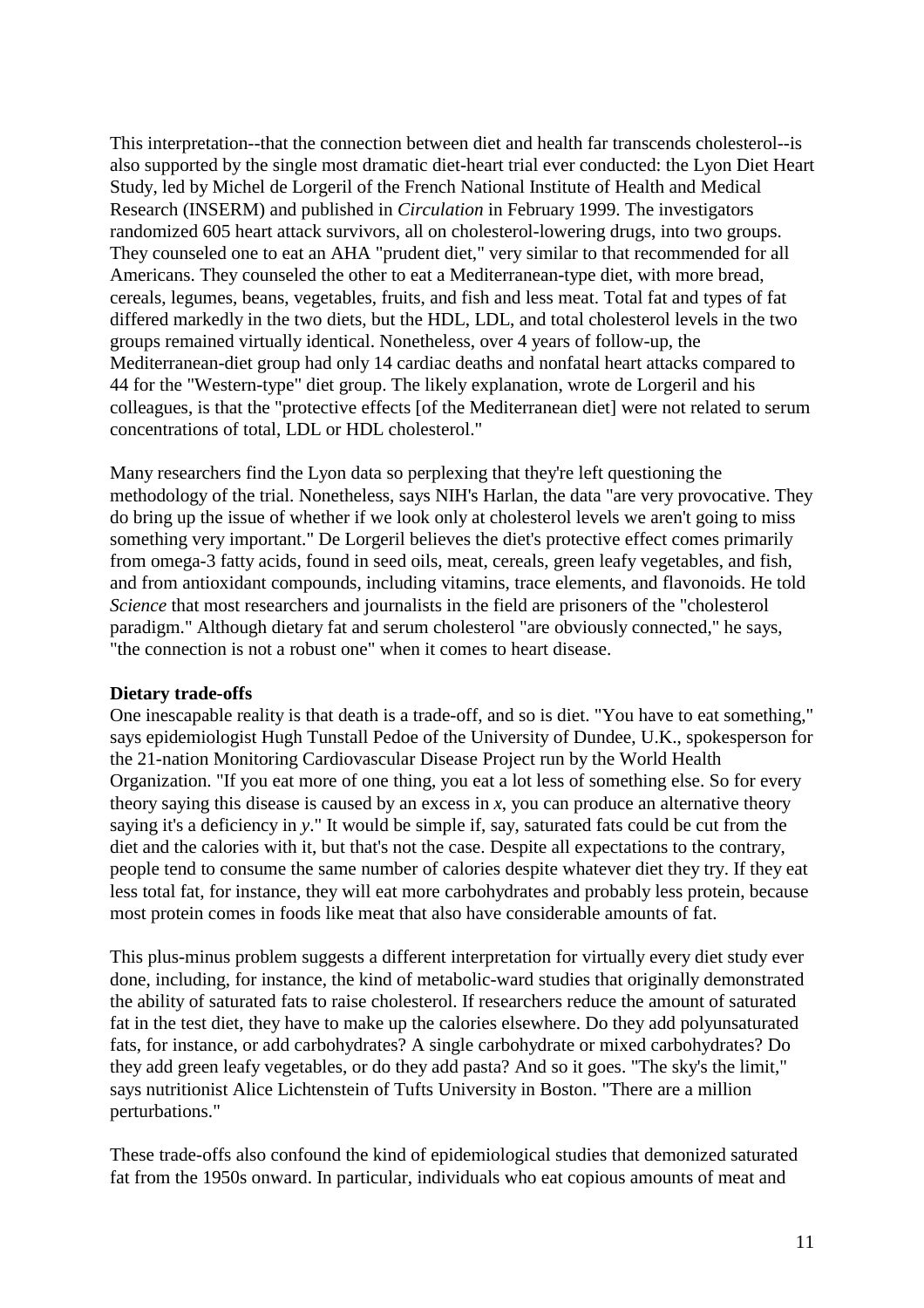This interpretation--that the connection between diet and health far transcends cholesterol--is also supported by the single most dramatic diet-heart trial ever conducted: the Lyon Diet Heart Study, led by Michel de Lorgeril of the French National Institute of Health and Medical Research (INSERM) and published in *Circulation* in February 1999. The investigators randomized 605 heart attack survivors, all on cholesterol-lowering drugs, into two groups. They counseled one to eat an AHA "prudent diet," very similar to that recommended for all Americans. They counseled the other to eat a Mediterranean-type diet, with more bread, cereals, legumes, beans, vegetables, fruits, and fish and less meat. Total fat and types of fat differed markedly in the two diets, but the HDL, LDL, and total cholesterol levels in the two groups remained virtually identical. Nonetheless, over 4 years of follow-up, the Mediterranean-diet group had only 14 cardiac deaths and nonfatal heart attacks compared to 44 for the "Western-type" diet group. The likely explanation, wrote de Lorgeril and his colleagues, is that the "protective effects [of the Mediterranean diet] were not related to serum concentrations of total, LDL or HDL cholesterol."

Many researchers find the Lyon data so perplexing that they're left questioning the methodology of the trial. Nonetheless, says NIH's Harlan, the data "are very provocative. They do bring up the issue of whether if we look only at cholesterol levels we aren't going to miss something very important." De Lorgeril believes the diet's protective effect comes primarily from omega-3 fatty acids, found in seed oils, meat, cereals, green leafy vegetables, and fish, and from antioxidant compounds, including vitamins, trace elements, and flavonoids. He told *Science* that most researchers and journalists in the field are prisoners of the "cholesterol paradigm." Although dietary fat and serum cholesterol "are obviously connected," he says, "the connection is not a robust one" when it comes to heart disease.

**Dietary trade-offs**

One inescapable reality is that death is a trade-off, and so is diet. "You have to eat something," says epidemiologist Hugh Tunstall Pedoe of the University of Dundee, U.K., spokesperson for the 21-nation Monitoring Cardiovascular Disease Project run by the World Health Organization. "If you eat more of one thing, you eat a lot less of something else. So for every theory saying this disease is caused by an excess in *x*, you can produce an alternative theory saying it's a deficiency in *y*." It would be simple if, say, saturated fats could be cut from the diet and the calories with it, but that's not the case. Despite all expectations to the contrary, people tend to consume the same number of calories despite whatever diet they try. If they eat less total fat, for instance, they will eat more carbohydrates and probably less protein, because most protein comes in foods like meat that also have considerable amounts of fat.

This plus-minus problem suggests a different interpretation for virtually every diet study ever done, including, for instance, the kind of metabolic-ward studies that originally demonstrated the ability of saturated fats to raise cholesterol. If researchers reduce the amount of saturated fat in the test diet, they have to make up the calories elsewhere. Do they add polyunsaturated fats, for instance, or add carbohydrates? A single carbohydrate or mixed carbohydrates? Do they add green leafy vegetables, or do they add pasta? And so it goes. "The sky's the limit," says nutritionist Alice Lichtenstein of Tufts University in Boston. "There are a million perturbations."

These trade-offs also confound the kind of epidemiological studies that demonized saturated fat from the 1950s onward. In particular, individuals who eat copious amounts of meat and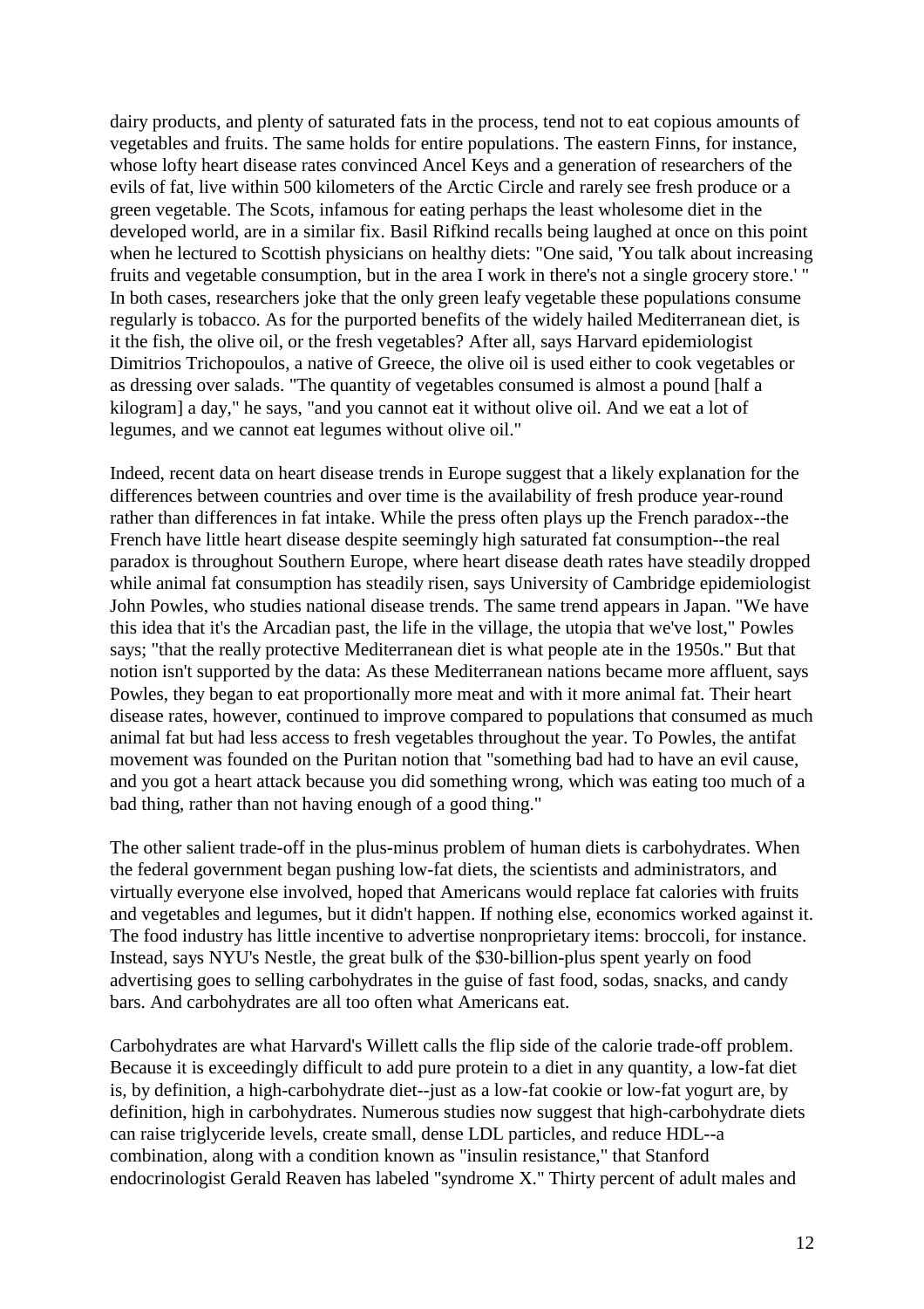dairy products, and plenty of saturated fats in the process, tend not to eat copious amounts of vegetables and fruits. The same holds for entire populations. The eastern Finns, for instance, whose lofty heart disease rates convinced Ancel Keys and a generation of researchers of the evils of fat, live within 500 kilometers of the Arctic Circle and rarely see fresh produce or a green vegetable. The Scots, infamous for eating perhaps the least wholesome diet in the developed world, are in a similar fix. Basil Rifkind recalls being laughed at once on this point when he lectured to Scottish physicians on healthy diets: "One said, 'You talk about increasing fruits and vegetable consumption, but in the area I work in there's not a single grocery store.' " In both cases, researchers joke that the only green leafy vegetable these populations consume regularly is tobacco. As for the purported benefits of the widely hailed Mediterranean diet, is it the fish, the olive oil, or the fresh vegetables? After all, says Harvard epidemiologist Dimitrios Trichopoulos, a native of Greece, the olive oil is used either to cook vegetables or as dressing over salads. "The quantity of vegetables consumed is almost a pound [half a kilogram] a day," he says, "and you cannot eat it without olive oil. And we eat a lot of legumes, and we cannot eat legumes without olive oil."

Indeed, recent data on heart disease trends in Europe suggest that a likely explanation for the differences between countries and over time is the availability of fresh produce year-round rather than differences in fat intake. While the press often plays up the French paradox--the French have little heart disease despite seemingly high saturated fat consumption--the real paradox is throughout Southern Europe, where heart disease death rates have steadily dropped while animal fat consumption has steadily risen, says University of Cambridge epidemiologist John Powles, who studies national disease trends. The same trend appears in Japan. "We have this idea that it's the Arcadian past, the life in the village, the utopia that we've lost," Powles says; "that the really protective Mediterranean diet is what people ate in the 1950s." But that notion isn't supported by the data: As these Mediterranean nations became more affluent, says Powles, they began to eat proportionally more meat and with it more animal fat. Their heart disease rates, however, continued to improve compared to populations that consumed as much animal fat but had less access to fresh vegetables throughout the year. To Powles, the antifat movement was founded on the Puritan notion that "something bad had to have an evil cause, and you got a heart attack because you did something wrong, which was eating too much of a bad thing, rather than not having enough of a good thing."

The other salient trade-off in the plus-minus problem of human diets is carbohydrates. When the federal government began pushing low-fat diets, the scientists and administrators, and virtually everyone else involved, hoped that Americans would replace fat calories with fruits and vegetables and legumes, but it didn't happen. If nothing else, economics worked against it. The food industry has little incentive to advertise nonproprietary items: broccoli, for instance. Instead, says NYU's Nestle, the great bulk of the $30-billion-plus spent yearly on food advertising goes to selling carbohydrates in the guise of fast food, sodas, snacks, and candy bars. And carbohydrates are all too often what Americans eat.

Carbohydrates are what Harvard's Willett calls the flip side of the calorie trade-off problem. Because it is exceedingly difficult to add pure protein to a diet in any quantity, a low-fat diet is, by definition, a high-carbohydrate diet--just as a low-fat cookie or low-fat yogurt are, by definition, high in carbohydrates. Numerous studies now suggest that high-carbohydrate diets can raise triglyceride levels, create small, dense LDL particles, and reduce HDL--a combination, along with a condition known as "insulin resistance," that Stanford endocrinologist Gerald Reaven has labeled "syndrome X." Thirty percent of adult males and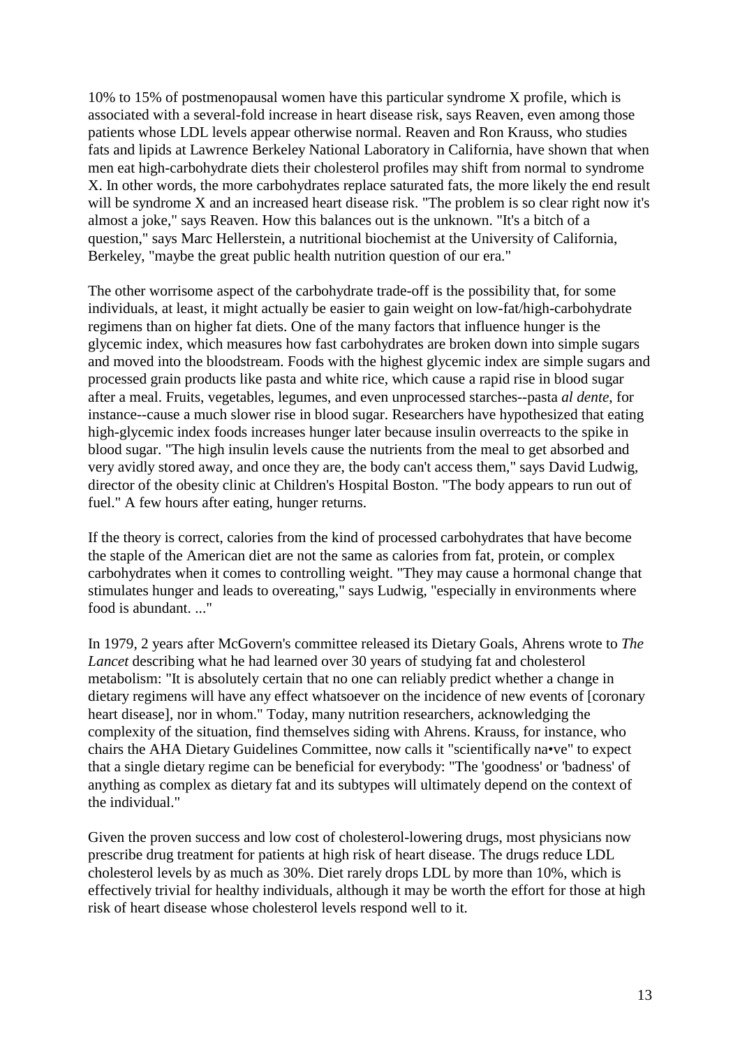10% to 15% of postmenopausal women have this particular syndrome X profile, which is associated with a several-fold increase in heart disease risk, says Reaven, even among those patients whose LDL levels appear otherwise normal. Reaven and Ron Krauss, who studies fats and lipids at Lawrence Berkeley National Laboratory in California, have shown that when men eat high-carbohydrate diets their cholesterol profiles may shift from normal to syndrome X. In other words, the more carbohydrates replace saturated fats, the more likely the end result will be syndrome X and an increased heart disease risk. "The problem is so clear right now it's almost a joke," says Reaven. How this balances out is the unknown. "It's a bitch of a question," says Marc Hellerstein, a nutritional biochemist at the University of California, Berkeley, "maybe the great public health nutrition question of our era."

The other worrisome aspect of the carbohydrate trade-off is the possibility that, for some individuals, at least, it might actually be easier to gain weight on low-fat/high-carbohydrate regimens than on higher fat diets. One of the many factors that influence hunger is the glycemic index, which measures how fast carbohydrates are broken down into simple sugars and moved into the bloodstream. Foods with the highest glycemic index are simple sugars and processed grain products like pasta and white rice, which cause a rapid rise in blood sugar after a meal. Fruits, vegetables, legumes, and even unprocessed starches--pasta *al dente*, for instance--cause a much slower rise in blood sugar. Researchers have hypothesized that eating high-glycemic index foods increases hunger later because insulin overreacts to the spike in blood sugar. "The high insulin levels cause the nutrients from the meal to get absorbed and very avidly stored away, and once they are, the body can't access them," says David Ludwig, director of the obesity clinic at Children's Hospital Boston. "The body appears to run out of fuel." A few hours after eating, hunger returns.

If the theory is correct, calories from the kind of processed carbohydrates that have become the staple of the American diet are not the same as calories from fat, protein, or complex carbohydrates when it comes to controlling weight. "They may cause a hormonal change that stimulates hunger and leads to overeating," says Ludwig, "especially in environments where food is abundant. ..."

In 1979, 2 years after McGovern's committee released its Dietary Goals, Ahrens wrote to *The Lancet* describing what he had learned over 30 years of studying fat and cholesterol metabolism: "It is absolutely certain that no one can reliably predict whether a change in dietary regimens will have any effect whatsoever on the incidence of new events of [coronary heart disease], nor in whom." Today, many nutrition researchers, acknowledging the complexity of the situation, find themselves siding with Ahrens. Krauss, for instance, who chairs the AHA Dietary Guidelines Committee, now calls it "scientifically na•ve" to expect that a single dietary regime can be beneficial for everybody: "The 'goodness' or 'badness' of anything as complex as dietary fat and its subtypes will ultimately depend on the context of the individual."

Given the proven success and low cost of cholesterol-lowering drugs, most physicians now prescribe drug treatment for patients at high risk of heart disease. The drugs reduce LDL cholesterol levels by as much as 30%. Diet rarely drops LDL by more than 10%, which is effectively trivial for healthy individuals, although it may be worth the effort for those at high risk of heart disease whose cholesterol levels respond well to it.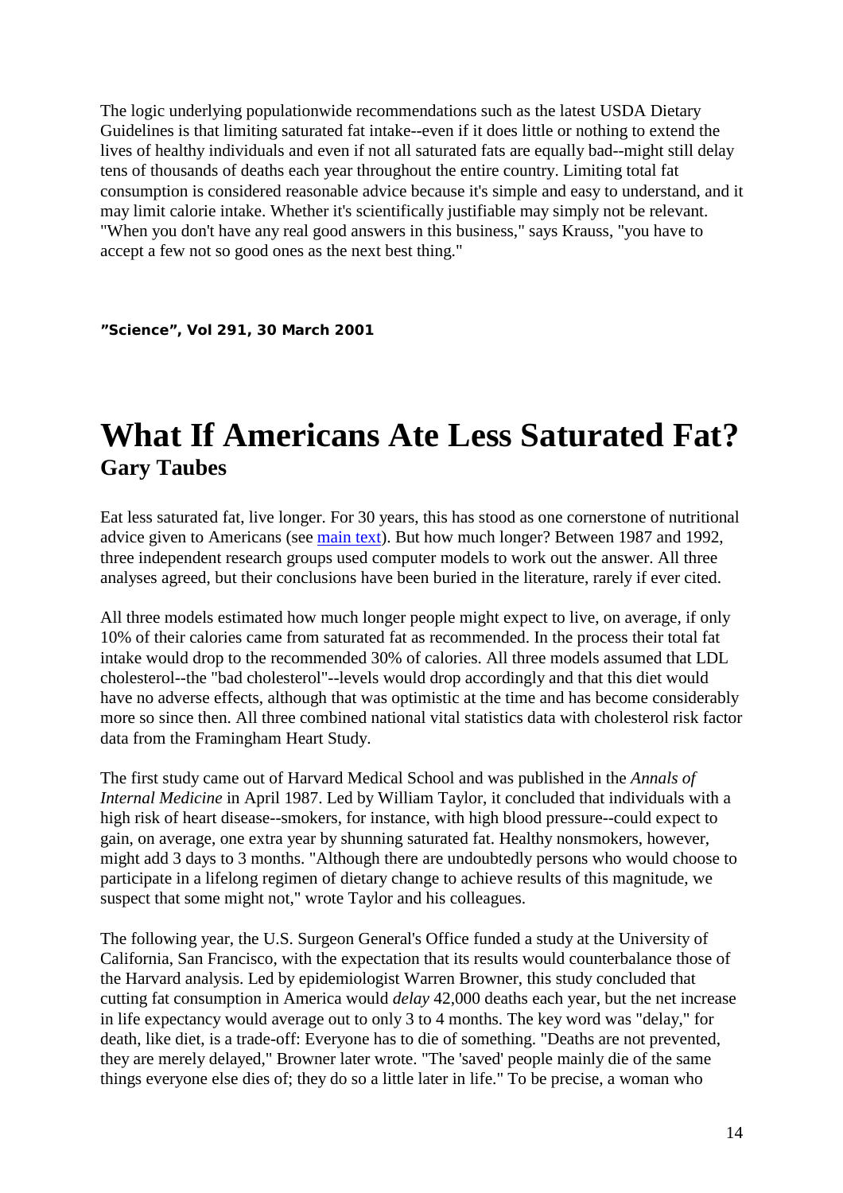The logic underlying populationwide recommendations such as the latest USDA Dietary Guidelines is that limiting saturated fat intake--even if it does little or nothing to extend the lives of healthy individuals and even if not all saturated fats are equally bad--might still delay tens of thousands of deaths each year throughout the entire country. Limiting total fat consumption is considered reasonable advice because it's simple and easy to understand, and it may limit calorie intake. Whether it's scientifically justifiable may simply not be relevant. "When you don't have any real good answers in this business," says Krauss, "you have to accept a few not so good ones as the next best thing."

**"Science", Vol 291, 30 March 2001**

# What If Americans Ate Less Saturated Fat?

## Gary Taubes

Eat less saturated fat, live longer. For 30 years, this has stood as one cornerstone of nutritional advice given to Americans (see main text). But how much longer? Between 1987 and 1992, three independent research groups used computer models to work out the answer. All three analyses agreed, but their conclusions have been buried in the literature, rarely if ever cited.

All three models estimated how much longer people might expect to live, on average, if only 10% of their calories came from saturated fat as recommended. In the process their total fat intake would drop to the recommended 30% of calories. All three models assumed that LDL cholesterol--the "bad cholesterol"--levels would drop accordingly and that this diet would have no adverse effects, although that was optimistic at the time and has become considerably more so since then. All three combined national vital statistics data with cholesterol risk factor data from the Framingham Heart Study.

The first study came out of Harvard Medical School and was published in the *Annals of Internal Medicine* in April 1987. Led by William Taylor, it concluded that individuals with a high risk of heart disease--smokers, for instance, with high blood pressure--could expect to gain, on average, one extra year by shunning saturated fat. Healthy nonsmokers, however, might add 3 days to 3 months. "Although there are undoubtedly persons who would choose to participate in a lifelong regimen of dietary change to achieve results of this magnitude, we suspect that some might not," wrote Taylor and his colleagues.

The following year, the U.S. Surgeon General's Office funded a study at the University of California, San Francisco, with the expectation that its results would counterbalance those of the Harvard analysis. Led by epidemiologist Warren Browner, this study concluded that cutting fat consumption in America would *delay* 42,000 deaths each year, but the net increase in life expectancy would average out to only 3 to 4 months. The key word was "delay," for death, like diet, is a trade-off: Everyone has to die of something. "Deaths are not prevented, they are merely delayed," Browner later wrote. "The 'saved' people mainly die of the same things everyone else dies of; they do so a little later in life." To be precise, a woman who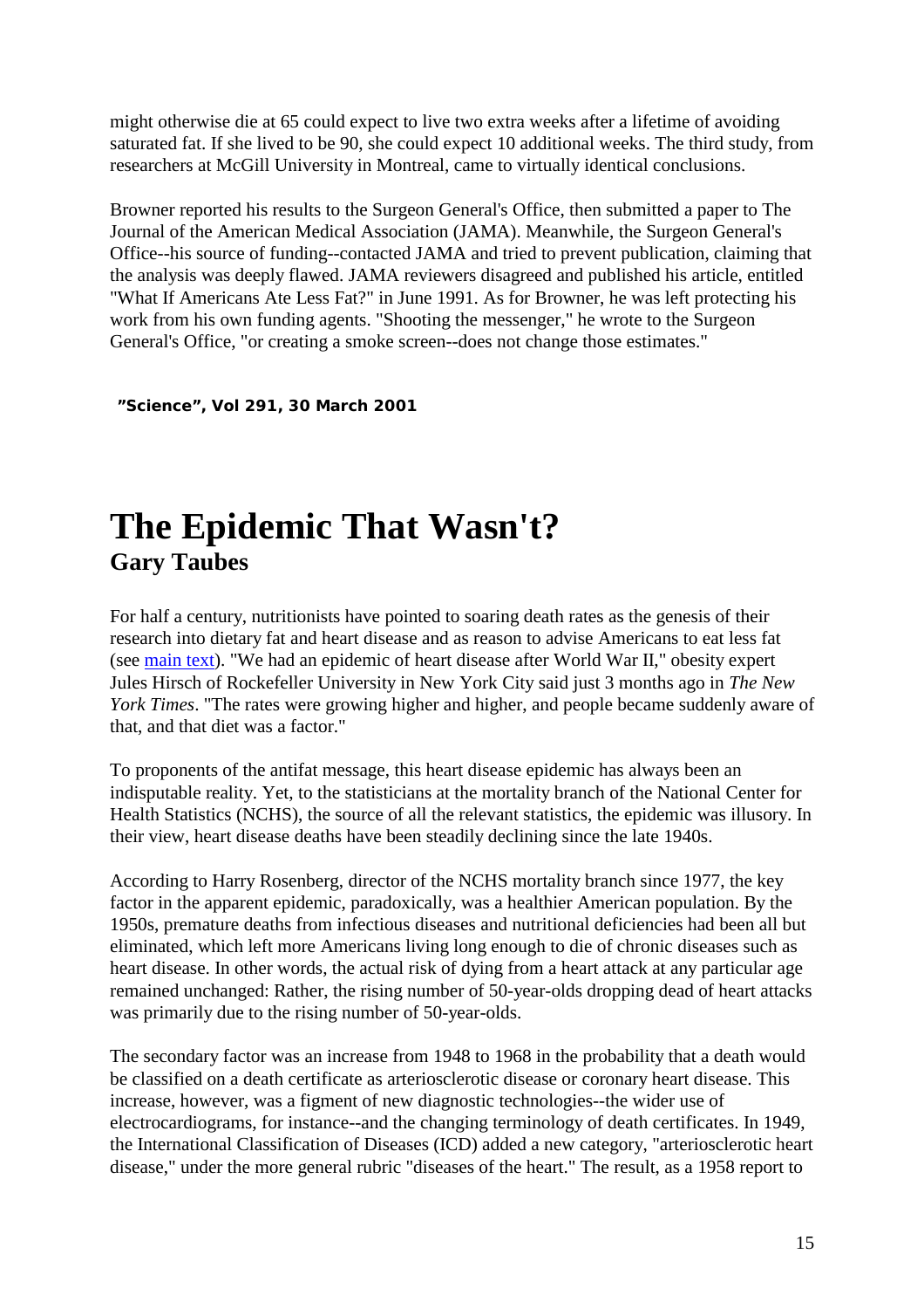might otherwise die at 65 could expect to live two extra weeks after a lifetime of avoiding saturated fat. If she lived to be 90, she could expect 10 additional weeks. The third study, from researchers at McGill University in Montreal, came to virtually identical conclusions.

Browner reported his results to the Surgeon General's Office, then submitted a paper to The Journal of the American Medical Association (JAMA). Meanwhile, the Surgeon General's Office--his source of funding--contacted JAMA and tried to prevent publication, claiming that the analysis was deeply flawed. JAMA reviewers disagreed and published his article, entitled "What If Americans Ate Less Fat?" in June 1991. As for Browner, he was left protecting his work from his own funding agents. "Shooting the messenger," he wrote to the Surgeon General's Office, "or creating a smoke screen--does not change those estimates."

**"Science", Vol 291, 30 March 2001**

# The Epidemic That Wasn't?

## Gary Taubes

For half a century, nutritionists have pointed to soaring death rates as the genesis of their research into dietary fat and heart disease and as reason to advise Americans to eat less fat (see main text). "We had an epidemic of heart disease after World War II," obesity expert Jules Hirsch of Rockefeller University in New York City said just 3 months ago in *The New York Times*. "The rates were growing higher and higher, and people became suddenly aware of that, and that diet was a factor."

To proponents of the antifat message, this heart disease epidemic has always been an indisputable reality. Yet, to the statisticians at the mortality branch of the National Center for Health Statistics (NCHS), the source of all the relevant statistics, the epidemic was illusory. In their view, heart disease deaths have been steadily declining since the late 1940s.

According to Harry Rosenberg, director of the NCHS mortality branch since 1977, the key factor in the apparent epidemic, paradoxically, was a healthier American population. By the 1950s, premature deaths from infectious diseases and nutritional deficiencies had been all but eliminated, which left more Americans living long enough to die of chronic diseases such as heart disease. In other words, the actual risk of dying from a heart attack at any particular age remained unchanged: Rather, the rising number of 50-year-olds dropping dead of heart attacks was primarily due to the rising number of 50-year-olds.

The secondary factor was an increase from 1948 to 1968 in the probability that a death would be classified on a death certificate as arteriosclerotic disease or coronary heart disease. This increase, however, was a figment of new diagnostic technologies--the wider use of electrocardiograms, for instance--and the changing terminology of death certificates. In 1949, the International Classification of Diseases (ICD) added a new category, "arteriosclerotic heart disease," under the more general rubric "diseases of the heart." The result, as a 1958 report to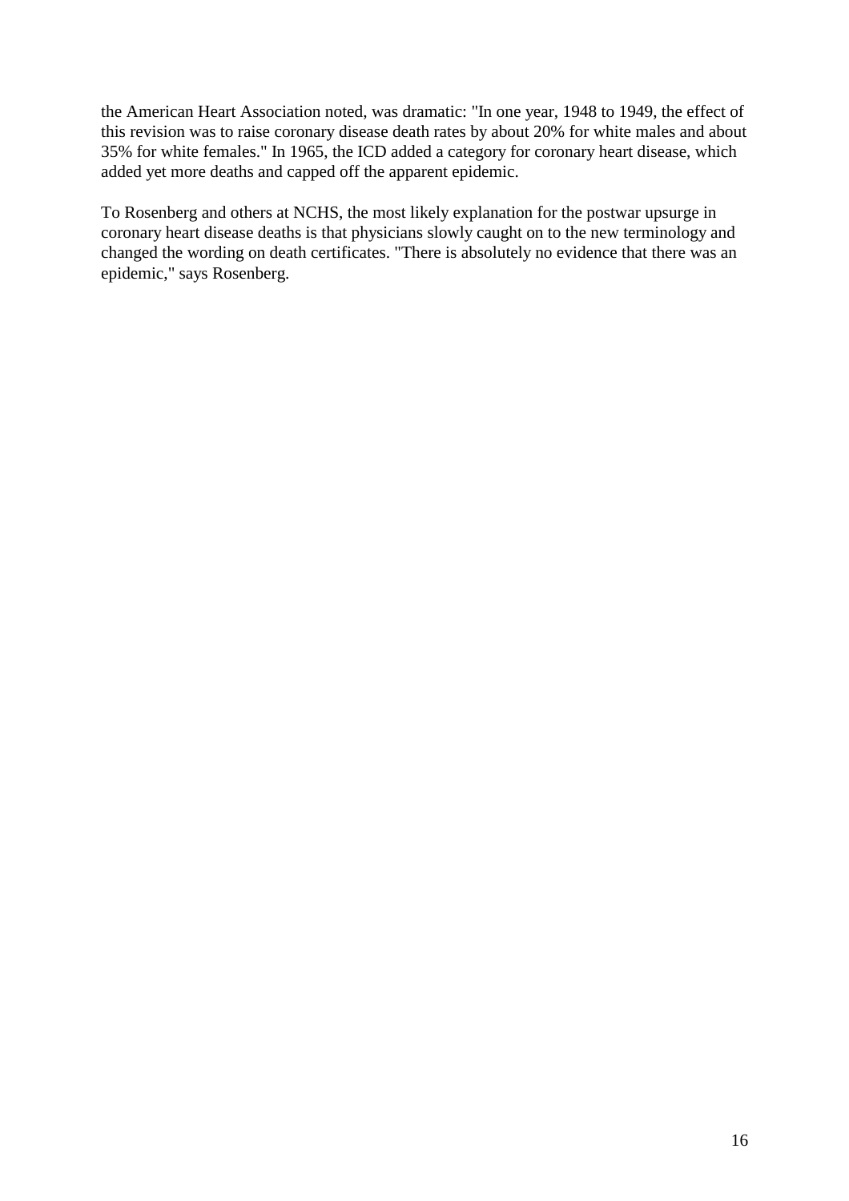the American Heart Association noted, was dramatic: "In one year, 1948 to 1949, the effect of this revision was to raise coronary disease death rates by about 20% for white males and about 35% for white females." In 1965, the ICD added a category for coronary heart disease, which added yet more deaths and capped off the apparent epidemic.

To Rosenberg and others at NCHS, the most likely explanation for the postwar upsurge in coronary heart disease deaths is that physicians slowly caught on to the new terminology and changed the wording on death certificates. "There is absolutely no evidence that there was an epidemic," says Rosenberg.